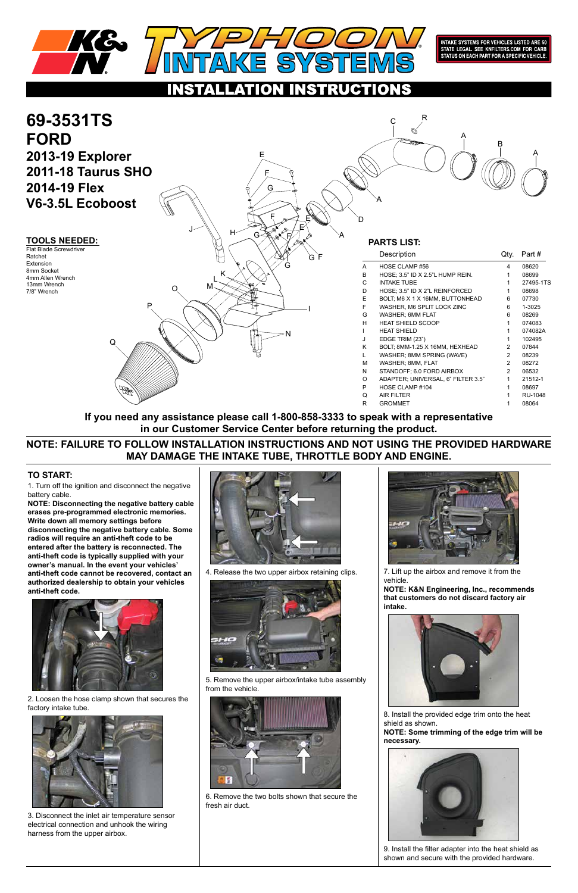# K&N TYPHOON INTAKE SYSTEMS

INTAKE SYSTEMS FOR VEHICLES LISTED ARE 50 STATE LEGAL. SEE KNFILTERS.COM FOR CARB STATUS ON EACH PART FOR A SPECIFIC VEHICLE.

## INSTALLATION INSTRUCTIONS

# 69-3531TS
# FORD
## 2013-19 Explorer
## 2011-18 Taurus SHO
## 2014-19 Flex
## V6-3.5L Ecoboost

### TOOLS NEEDED:

Flat Blade Screwdriver
Ratchet
Extension
8mm Socket
4mm Allen Wrench
13mm Wrench
7/8" Wrench

### PARTS LIST:

| | Description | Qty. | Part # |
|---|---|---|---|
| A | HOSE CLAMP #56 | 4 | 08620 |
| B | HOSE; 3.5" ID X 2.5"L HUMP REIN. | 1 | 08699 |
| C | INTAKE TUBE | 1 | 27495-1TS |
| D | HOSE; 3.5" ID X 2"L REINFORCED | 1 | 08698 |
| E | BOLT; M6 X 1 X 16MM, BUTTONHEAD | 6 | 07730 |
| F | WASHER, M6 SPLIT LOCK ZINC | 6 | 1-3025 |
| G | WASHER; 6MM FLAT | 6 | 08269 |
| H | HEAT SHIELD SCOOP | 1 | 074083 |
| I | HEAT SHIELD | 1 | 074082A |
| J | EDGE TRIM (23") | 1 | 102495 |
| K | BOLT; 8MM-1.25 X 16MM, HEXHEAD | 2 | 07844 |
| L | WASHER; 8MM SPRING (WAVE) | 2 | 08239 |
| M | WASHER; 8MM, FLAT | 2 | 08272 |
| N | STANDOFF; 6.0 FORD AIRBOX | 2 | 06532 |
| O | ADAPTER; UNIVERSAL, 6" FILTER 3.5" | 1 | 21512-1 |
| P | HOSE CLAMP #104 | 1 | 08697 |
| Q | AIR FILTER | 1 | RU-1048 |
| R | GROMMET | 1 | 08064 |

**If you need any assistance please call 1-800-858-3333 to speak with a representative in our Customer Service Center before returning the product.**

**NOTE: FAILURE TO FOLLOW INSTALLATION INSTRUCTIONS AND NOT USING THE PROVIDED HARDWARE MAY DAMAGE THE INTAKE TUBE, THROTTLE BODY AND ENGINE.**

### TO START:

1. Turn off the ignition and disconnect the negative battery cable.

**NOTE: Disconnecting the negative battery cable erases pre-programmed electronic memories. Write down all memory settings before disconnecting the negative battery cable. Some radios will require an anti-theft code to be entered after the battery is reconnected. The anti-theft code is typically supplied with your owner's manual. In the event your vehicles' anti-theft code cannot be recovered, contact an authorized dealership to obtain your vehicles anti-theft code.**

2. Loosen the hose clamp shown that secures the factory intake tube.

3. Disconnect the inlet air temperature sensor electrical connection and unhook the wiring harness from the upper airbox.

4. Release the two upper airbox retaining clips.

5. Remove the upper airbox/intake tube assembly from the vehicle.

6. Remove the two bolts shown that secure the fresh air duct.

7. Lift up the airbox and remove it from the vehicle.

**NOTE: K&N Engineering, Inc., recommends that customers do not discard factory air intake.**

8. Install the provided edge trim onto the heat shield as shown.

**NOTE: Some trimming of the edge trim will be necessary.**

9. Install the filter adapter into the heat shield as shown and secure with the provided hardware.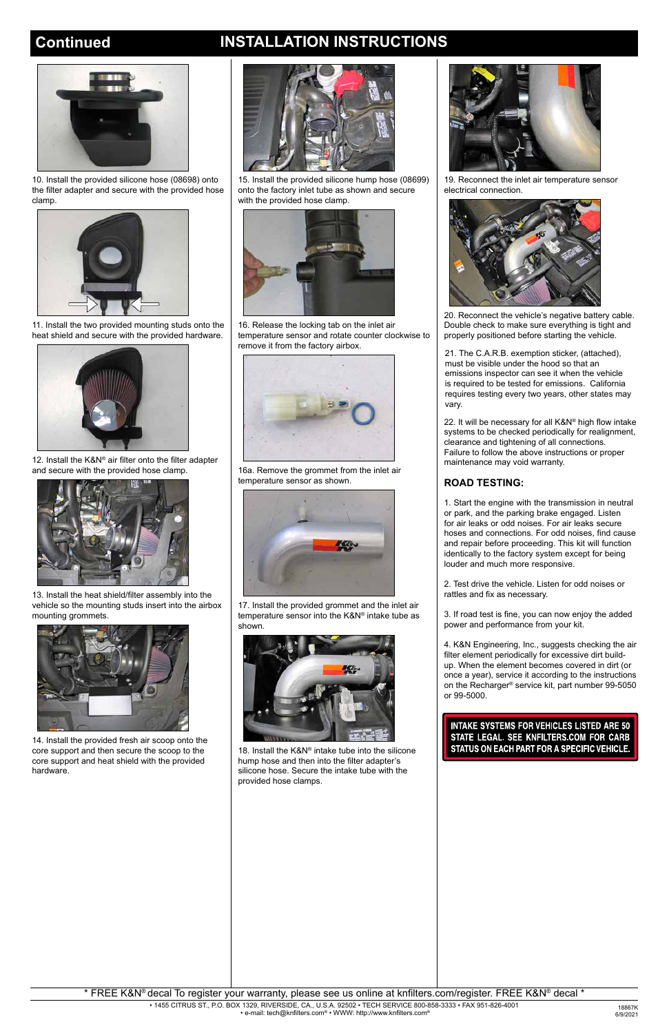# Continued — INSTALLATION INSTRUCTIONS

10. Install the provided silicone hose (08698) onto the filter adapter and secure with the provided hose clamp.

11. Install the two provided mounting studs onto the heat shield and secure with the provided hardware.

12. Install the K&N® air filter onto the filter adapter and secure with the provided hose clamp.

13. Install the heat shield/filter assembly into the vehicle so the mounting studs insert into the airbox mounting grommets.

14. Install the provided fresh air scoop onto the core support and then secure the scoop to the core support and heat shield with the provided hardware.

15. Install the provided silicone hump hose (08699) onto the factory inlet tube as shown and secure with the provided hose clamp.

16. Release the locking tab on the inlet air temperature sensor and rotate counter clockwise to remove it from the factory airbox.

16a. Remove the grommet from the inlet air temperature sensor as shown.

17. Install the provided grommet and the inlet air temperature sensor into the K&N® intake tube as shown.

18. Install the K&N® intake tube into the silicone hump hose and then into the filter adapter's silicone hose. Secure the intake tube with the provided hose clamps.

19. Reconnect the inlet air temperature sensor electrical connection.

20. Reconnect the vehicle's negative battery cable. Double check to make sure everything is tight and properly positioned before starting the vehicle.

21. The C.A.R.B. exemption sticker, (attached), must be visible under the hood so that an emissions inspector can see it when the vehicle is required to be tested for emissions. California requires testing every two years, other states may vary.

22. It will be necessary for all K&N® high flow intake systems to be checked periodically for realignment, clearance and tightening of all connections. Failure to follow the above instructions or proper maintenance may void warranty.

## ROAD TESTING:

1. Start the engine with the transmission in neutral or park, and the parking brake engaged. Listen for air leaks or odd noises. For air leaks secure hoses and connections. For odd noises, find cause and repair before proceeding. This kit will function identically to the factory system except for being louder and much more responsive.

2. Test drive the vehicle. Listen for odd noises or rattles and fix as necessary.

3. If road test is fine, you can now enjoy the added power and performance from your kit.

4. K&N Engineering, Inc., suggests checking the air filter element periodically for excessive dirt build-up. When the element becomes covered in dirt (or once a year), service it according to the instructions on the Recharger® service kit, part number 99-5050 or 99-5000.

**INTAKE SYSTEMS FOR VEHICLES LISTED ARE 50 STATE LEGAL. SEE KNFILTERS.COM FOR CARB STATUS ON EACH PART FOR A SPECIFIC VEHICLE.**

* FREE K&N® decal To register your warranty, please see us online at knfilters.com/register. FREE K&N® decal *

• 1455 CITRUS ST., P.O. BOX 1329, RIVERSIDE, CA., U.S.A. 92502 • TECH SERVICE 800-858-3333 • FAX 951-826-4001
• e-mail: tech@knfilters.com® • WWW: http://www.knfilters.com®

18867K
6/9/2021